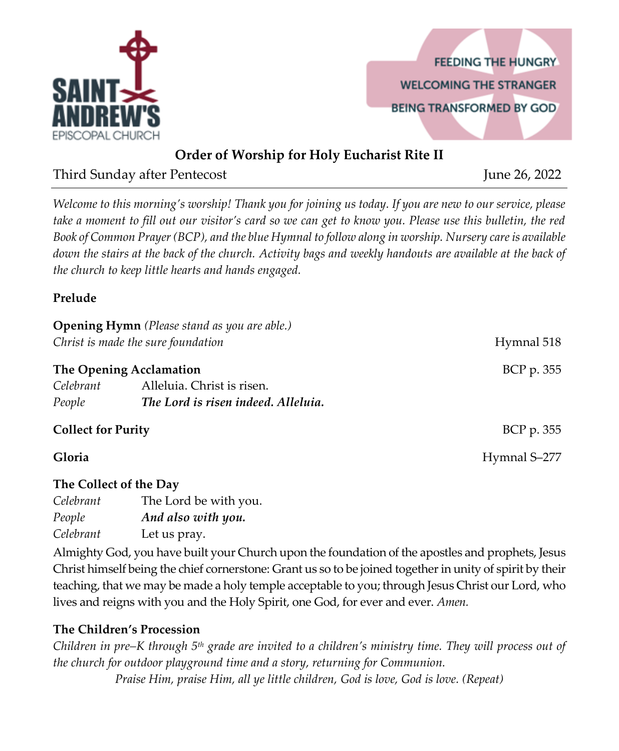SAINT ANDREW'S
EPISCOPAL CHURCH

FEEDING THE HUNGRY
WELCOMING THE STRANGER
BEING TRANSFORMED BY GOD

# Order of Worship for Holy Eucharist Rite II

Third Sunday after Pentecost — June 26, 2022

*Welcome to this morning's worship! Thank you for joining us today. If you are new to our service, please take a moment to fill out our visitor's card so we can get to know you. Please use this bulletin, the red Book of Common Prayer (BCP), and the blue Hymnal to follow along in worship. Nursery care is available down the stairs at the back of the church. Activity bags and weekly handouts are available at the back of the church to keep little hearts and hands engaged.*

**Prelude**

**Opening Hymn** *(Please stand as you are able.)*
*Christ is made the sure foundation* — Hymnal 518

**The Opening Acclamation** — BCP p. 355

*Celebrant* Alleluia. Christ is risen.
*People* ***The Lord is risen indeed. Alleluia.***

**Collect for Purity** — BCP p. 355

**Gloria** — Hymnal S–277

**The Collect of the Day**

*Celebrant* The Lord be with you.
*People* ***And also with you.***
*Celebrant* Let us pray.

Almighty God, you have built your Church upon the foundation of the apostles and prophets, Jesus Christ himself being the chief cornerstone: Grant us so to be joined together in unity of spirit by their teaching, that we may be made a holy temple acceptable to you; through Jesus Christ our Lord, who lives and reigns with you and the Holy Spirit, one God, for ever and ever. *Amen.*

**The Children's Procession**

*Children in pre–K through 5th grade are invited to a children's ministry time. They will process out of the church for outdoor playground time and a story, returning for Communion.*

*Praise Him, praise Him, all ye little children, God is love, God is love. (Repeat)*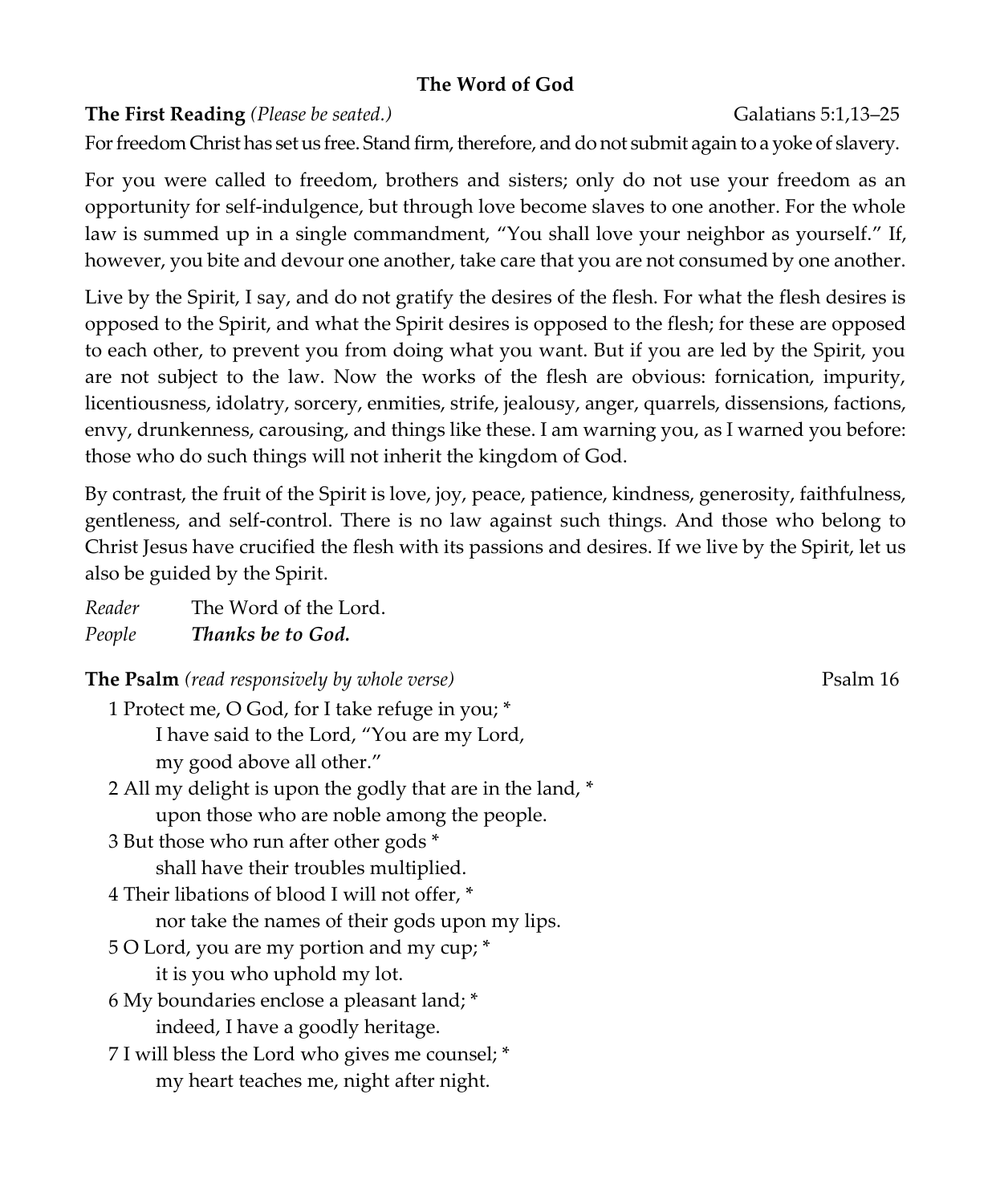## The Word of God

**The First Reading** *(Please be seated.)* Galatians 5:1,13–25

For freedom Christ has set us free. Stand firm, therefore, and do not submit again to a yoke of slavery.

For you were called to freedom, brothers and sisters; only do not use your freedom as an opportunity for self-indulgence, but through love become slaves to one another. For the whole law is summed up in a single commandment, "You shall love your neighbor as yourself." If, however, you bite and devour one another, take care that you are not consumed by one another.

Live by the Spirit, I say, and do not gratify the desires of the flesh. For what the flesh desires is opposed to the Spirit, and what the Spirit desires is opposed to the flesh; for these are opposed to each other, to prevent you from doing what you want. But if you are led by the Spirit, you are not subject to the law. Now the works of the flesh are obvious: fornication, impurity, licentiousness, idolatry, sorcery, enmities, strife, jealousy, anger, quarrels, dissensions, factions, envy, drunkenness, carousing, and things like these. I am warning you, as I warned you before: those who do such things will not inherit the kingdom of God.

By contrast, the fruit of the Spirit is love, joy, peace, patience, kindness, generosity, faithfulness, gentleness, and self-control. There is no law against such things. And those who belong to Christ Jesus have crucified the flesh with its passions and desires. If we live by the Spirit, let us also be guided by the Spirit.

*Reader* The Word of the Lord.
*People* ***Thanks be to God.***

**The Psalm** *(read responsively by whole verse)* Psalm 16

1 Protect me, O God, for I take refuge in you; *
  I have said to the Lord, "You are my Lord,
  my good above all other."
2 All my delight is upon the godly that are in the land, *
  upon those who are noble among the people.
3 But those who run after other gods *
  shall have their troubles multiplied.
4 Their libations of blood I will not offer, *
  nor take the names of their gods upon my lips.
5 O Lord, you are my portion and my cup; *
  it is you who uphold my lot.
6 My boundaries enclose a pleasant land; *
  indeed, I have a goodly heritage.
7 I will bless the Lord who gives me counsel; *
  my heart teaches me, night after night.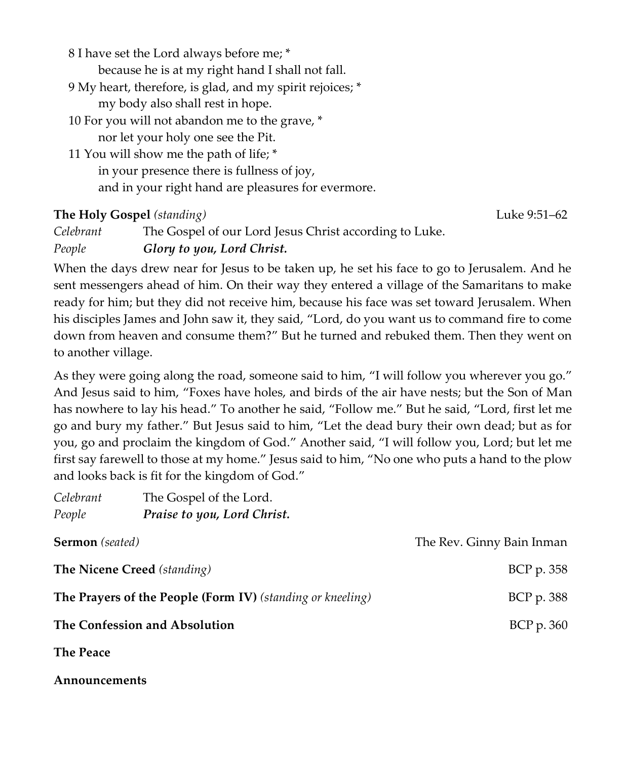8 I have set the Lord always before me; *
    because he is at my right hand I shall not fall.
9 My heart, therefore, is glad, and my spirit rejoices; *
    my body also shall rest in hope.
10 For you will not abandon me to the grave, *
    nor let your holy one see the Pit.
11 You will show me the path of life; *
    in your presence there is fullness of joy,
    and in your right hand are pleasures for evermore.

**The Holy Gospel** *(standing)* Luke 9:51–62

*Celebrant* The Gospel of our Lord Jesus Christ according to Luke.
*People* ***Glory to you, Lord Christ.***

When the days drew near for Jesus to be taken up, he set his face to go to Jerusalem. And he sent messengers ahead of him. On their way they entered a village of the Samaritans to make ready for him; but they did not receive him, because his face was set toward Jerusalem. When his disciples James and John saw it, they said, "Lord, do you want us to command fire to come down from heaven and consume them?" But he turned and rebuked them. Then they went on to another village.

As they were going along the road, someone said to him, "I will follow you wherever you go." And Jesus said to him, "Foxes have holes, and birds of the air have nests; but the Son of Man has nowhere to lay his head." To another he said, "Follow me." But he said, "Lord, first let me go and bury my father." But Jesus said to him, "Let the dead bury their own dead; but as for you, go and proclaim the kingdom of God." Another said, "I will follow you, Lord; but let me first say farewell to those at my home." Jesus said to him, "No one who puts a hand to the plow and looks back is fit for the kingdom of God."

*Celebrant* The Gospel of the Lord.
*People* ***Praise to you, Lord Christ.***

**Sermon** *(seated)* The Rev. Ginny Bain Inman

**The Nicene Creed** *(standing)* BCP p. 358

**The Prayers of the People (Form IV)** *(standing or kneeling)* BCP p. 388

**The Confession and Absolution** BCP p. 360

**The Peace**

**Announcements**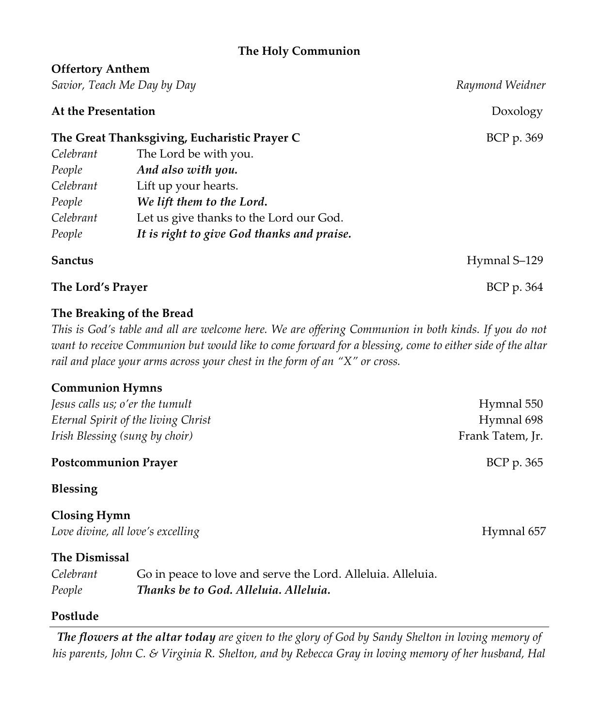## The Holy Communion

**Offertory Anthem**
*Savior, Teach Me Day by Day* — *Raymond Weidner*

**At the Presentation** — Doxology

**The Great Thanksgiving, Eucharistic Prayer C** — BCP p. 369

*Celebrant* The Lord be with you.
*People* ***And also with you.***
*Celebrant* Lift up your hearts.
*People* ***We lift them to the Lord.***
*Celebrant* Let us give thanks to the Lord our God.
*People* ***It is right to give God thanks and praise.***

**Sanctus** — Hymnal S–129

**The Lord's Prayer** — BCP p. 364

**The Breaking of the Bread**
*This is God's table and all are welcome here. We are offering Communion in both kinds. If you do not want to receive Communion but would like to come forward for a blessing, come to either side of the altar rail and place your arms across your chest in the form of an "X" or cross.*

**Communion Hymns**
*Jesus calls us; o'er the tumult* — Hymnal 550
*Eternal Spirit of the living Christ* — Hymnal 698
*Irish Blessing (sung by choir)* — Frank Tatem, Jr.

**Postcommunion Prayer** — BCP p. 365

**Blessing**

**Closing Hymn**
*Love divine, all love's excelling* — Hymnal 657

**The Dismissal**
*Celebrant* Go in peace to love and serve the Lord. Alleluia. Alleluia.
*People* ***Thanks be to God. Alleluia. Alleluia.***

**Postlude**

---

***The flowers at the altar today*** *are given to the glory of God by Sandy Shelton in loving memory of his parents, John C. & Virginia R. Shelton, and by Rebecca Gray in loving memory of her husband, Hal*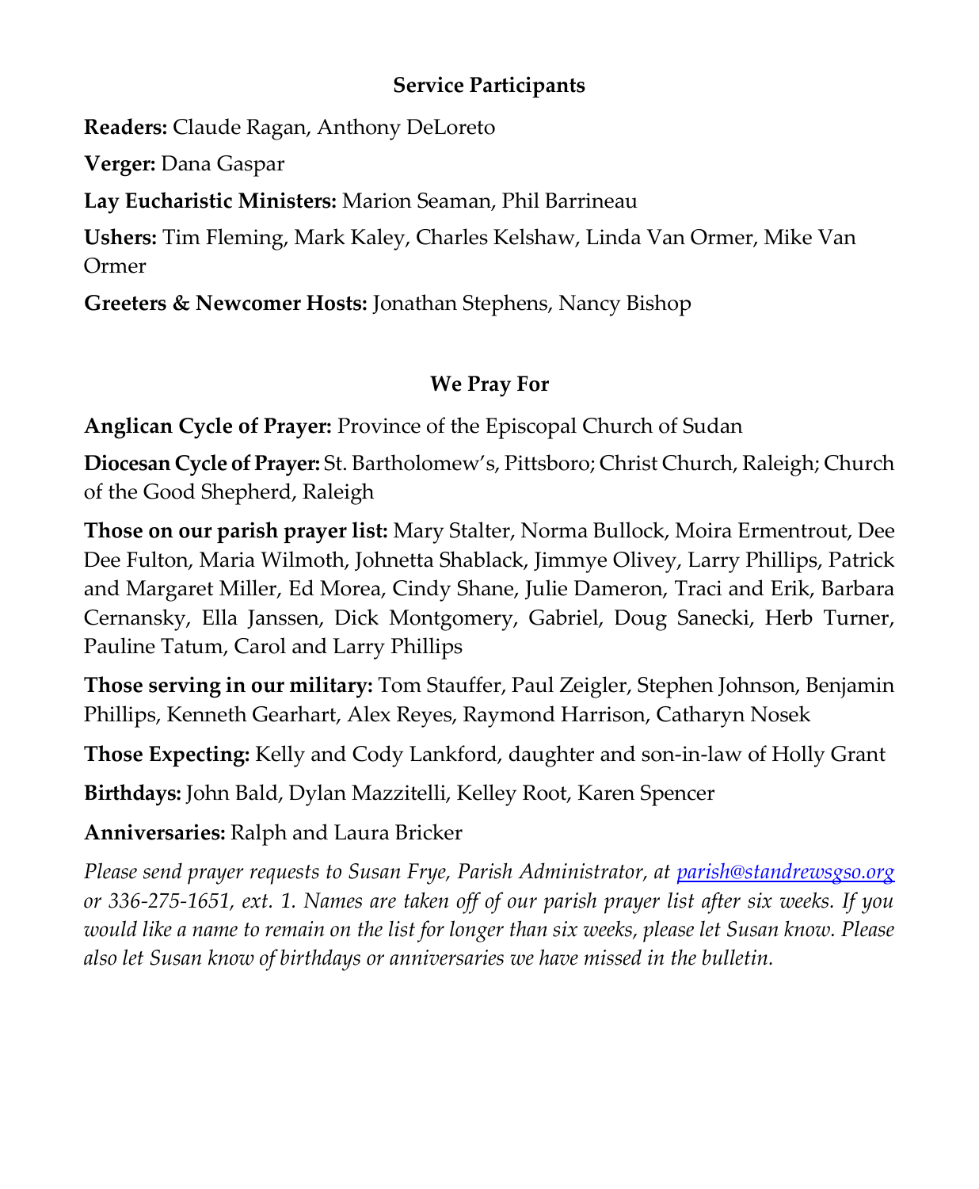## Service Participants

**Readers:** Claude Ragan, Anthony DeLoreto

**Verger:** Dana Gaspar

**Lay Eucharistic Ministers:** Marion Seaman, Phil Barrineau

**Ushers:** Tim Fleming, Mark Kaley, Charles Kelshaw, Linda Van Ormer, Mike Van Ormer

**Greeters & Newcomer Hosts:** Jonathan Stephens, Nancy Bishop

## We Pray For

**Anglican Cycle of Prayer:** Province of the Episcopal Church of Sudan

**Diocesan Cycle of Prayer:** St. Bartholomew's, Pittsboro; Christ Church, Raleigh; Church of the Good Shepherd, Raleigh

**Those on our parish prayer list:** Mary Stalter, Norma Bullock, Moira Ermentrout, Dee Dee Fulton, Maria Wilmoth, Johnetta Shablack, Jimmye Olivey, Larry Phillips, Patrick and Margaret Miller, Ed Morea, Cindy Shane, Julie Dameron, Traci and Erik, Barbara Cernansky, Ella Janssen, Dick Montgomery, Gabriel, Doug Sanecki, Herb Turner, Pauline Tatum, Carol and Larry Phillips

**Those serving in our military:** Tom Stauffer, Paul Zeigler, Stephen Johnson, Benjamin Phillips, Kenneth Gearhart, Alex Reyes, Raymond Harrison, Catharyn Nosek

**Those Expecting:** Kelly and Cody Lankford, daughter and son-in-law of Holly Grant

**Birthdays:** John Bald, Dylan Mazzitelli, Kelley Root, Karen Spencer

**Anniversaries:** Ralph and Laura Bricker

*Please send prayer requests to Susan Frye, Parish Administrator, at parish@standrewsgso.org or 336-275-1651, ext. 1. Names are taken off of our parish prayer list after six weeks. If you would like a name to remain on the list for longer than six weeks, please let Susan know. Please also let Susan know of birthdays or anniversaries we have missed in the bulletin.*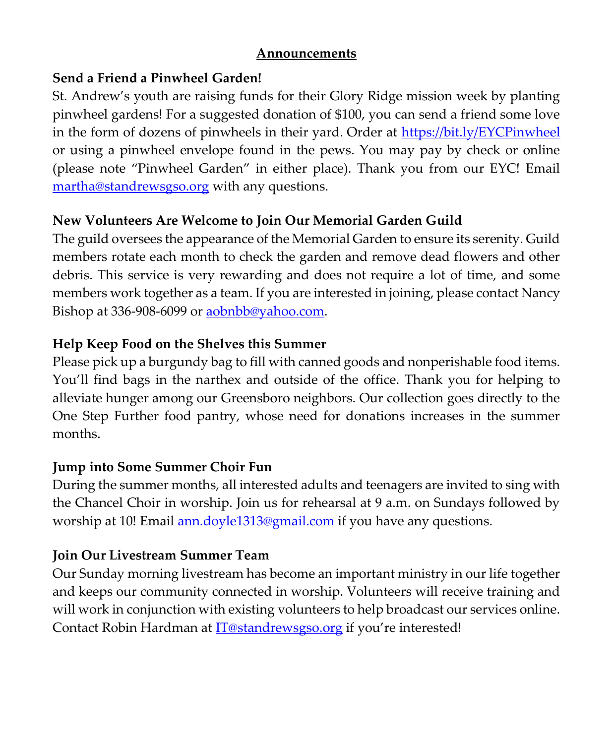## Announcements

**Send a Friend a Pinwheel Garden!**

St. Andrew's youth are raising funds for their Glory Ridge mission week by planting pinwheel gardens! For a suggested donation of $100, you can send a friend some love in the form of dozens of pinwheels in their yard. Order at https://bit.ly/EYCPinwheel or using a pinwheel envelope found in the pews. You may pay by check or online (please note "Pinwheel Garden" in either place). Thank you from our EYC! Email martha@standrewsgso.org with any questions.

**New Volunteers Are Welcome to Join Our Memorial Garden Guild**

The guild oversees the appearance of the Memorial Garden to ensure its serenity. Guild members rotate each month to check the garden and remove dead flowers and other debris. This service is very rewarding and does not require a lot of time, and some members work together as a team. If you are interested in joining, please contact Nancy Bishop at 336-908-6099 or aobnbb@yahoo.com.

**Help Keep Food on the Shelves this Summer**

Please pick up a burgundy bag to fill with canned goods and nonperishable food items. You'll find bags in the narthex and outside of the office. Thank you for helping to alleviate hunger among our Greensboro neighbors. Our collection goes directly to the One Step Further food pantry, whose need for donations increases in the summer months.

**Jump into Some Summer Choir Fun**

During the summer months, all interested adults and teenagers are invited to sing with the Chancel Choir in worship. Join us for rehearsal at 9 a.m. on Sundays followed by worship at 10! Email ann.doyle1313@gmail.com if you have any questions.

**Join Our Livestream Summer Team**

Our Sunday morning livestream has become an important ministry in our life together and keeps our community connected in worship. Volunteers will receive training and will work in conjunction with existing volunteers to help broadcast our services online. Contact Robin Hardman at IT@standrewsgso.org if you're interested!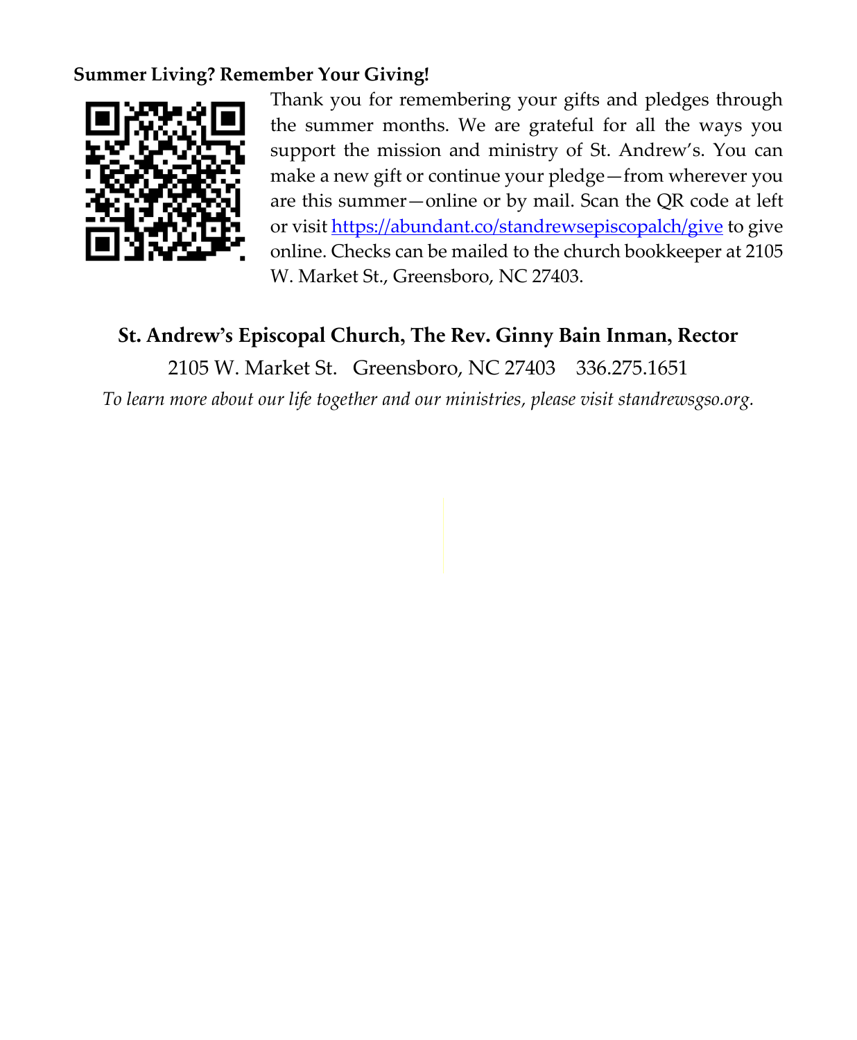**Summer Living? Remember Your Giving!**

Thank you for remembering your gifts and pledges through the summer months. We are grateful for all the ways you support the mission and ministry of St. Andrew's. You can make a new gift or continue your pledge—from wherever you are this summer—online or by mail. Scan the QR code at left or visit https://abundant.co/standrewsepiscopalch/give to give online. Checks can be mailed to the church bookkeeper at 2105 W. Market St., Greensboro, NC 27403.

**St. Andrew's Episcopal Church, The Rev. Ginny Bain Inman, Rector**

2105 W. Market St.   Greensboro, NC 27403    336.275.1651

*To learn more about our life together and our ministries, please visit standrewsgso.org.*